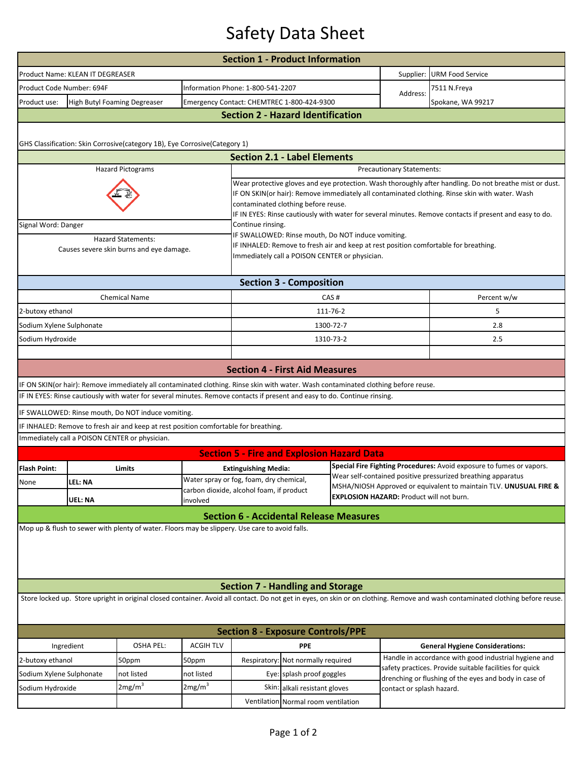# Safety Data Sheet

## Section 1 - Product Information

| | | | |
|---|---|---|---|
| Product Name: KLEAN IT DEGREASER | | Supplier: | URM Food Service |
| Product Code Number: 694F | Information Phone: 1-800-541-2207 | Address: | 7511 N.Freya |
| Product use: High Butyl Foaming Degreaser | Emergency Contact: CHEMTREC 1-800-424-9300 | | Spokane, WA 99217 |

## Section 2 - Hazard Identification

GHS Classification: Skin Corrosive(category 1B), Eye Corrosive(Category 1)

## Section 2.1 - Label Elements

**Hazard Pictograms**

Signal Word: Danger

**Hazard Statements:**

Causes severe skin burns and eye damage.

**Precautionary Statements:**

Wear protective gloves and eye protection. Wash thoroughly after handling. Do not breathe mist or dust.
IF ON SKIN(or hair): Remove immediately all contaminated clothing. Rinse skin with water. Wash contaminated clothing before reuse.
IF IN EYES: Rinse cautiously with water for several minutes. Remove contacts if present and easy to do. Continue rinsing.
IF SWALLOWED: Rinse mouth, Do NOT induce vomiting.
IF INHALED: Remove to fresh air and keep at rest position comfortable for breathing.
Immediately call a POISON CENTER or physician.

## Section 3 - Composition

| Chemical Name | CAS # | Percent w/w |
|---|---|---|
| 2-butoxy ethanol | 111-76-2 | 5 |
| Sodium Xylene Sulphonate | 1300-72-7 | 2.8 |
| Sodium Hydroxide | 1310-73-2 | 2.5 |

## Section 4 - First Aid Measures

IF ON SKIN(or hair): Remove immediately all contaminated clothing. Rinse skin with water. Wash contaminated clothing before reuse.

IF IN EYES: Rinse cautiously with water for several minutes. Remove contacts if present and easy to do. Continue rinsing.

IF SWALLOWED: Rinse mouth, Do NOT induce vomiting.

IF INHALED: Remove to fresh air and keep at rest position comfortable for breathing.

Immediately call a POISON CENTER or physician.

## Section 5 - Fire and Explosion Hazard Data

| Flash Point: | Limits | Extinguishing Media: |
|---|---|---|
| None | LEL: NA | Water spray or fog, foam, dry chemical, carbon dioxide, alcohol foam, if product involved |
| | UEL: NA | |

**Special Fire Fighting Procedures:** Avoid exposure to fumes or vapors. Wear self-contained positive pressurized breathing apparatus MSHA/NIOSH Approved or equivalent to maintain TLV. **UNUSUAL FIRE & EXPLOSION HAZARD:** Product will not burn.

## Section 6 - Accidental Release Measures

Mop up & flush to sewer with plenty of water. Floors may be slippery. Use care to avoid falls.

## Section 7 - Handling and Storage

Store locked up. Store upright in original closed container. Avoid all contact. Do not get in eyes, on skin or on clothing. Remove and wash contaminated clothing before reuse.

## Section 8 - Exposure Controls/PPE

| Ingredient | OSHA PEL: | ACGIH TLV | PPE | |
|---|---|---|---|---|
| 2-butoxy ethanol | 50ppm | 50ppm | Respiratory: | Not normally required |
| Sodium Xylene Sulphonate | not listed | not listed | Eye: | splash proof goggles |
| Sodium Hydroxide | 2mg/m$^3$ | 2mg/m$^3$ | Skin: | alkali resistant gloves |
| | | | Ventilation | Normal room ventilation |

**General Hygiene Considerations:**

Handle in accordance with good industrial hygiene and safety practices. Provide suitable facilities for quick drenching or flushing of the eyes and body in case of contact or splash hazard.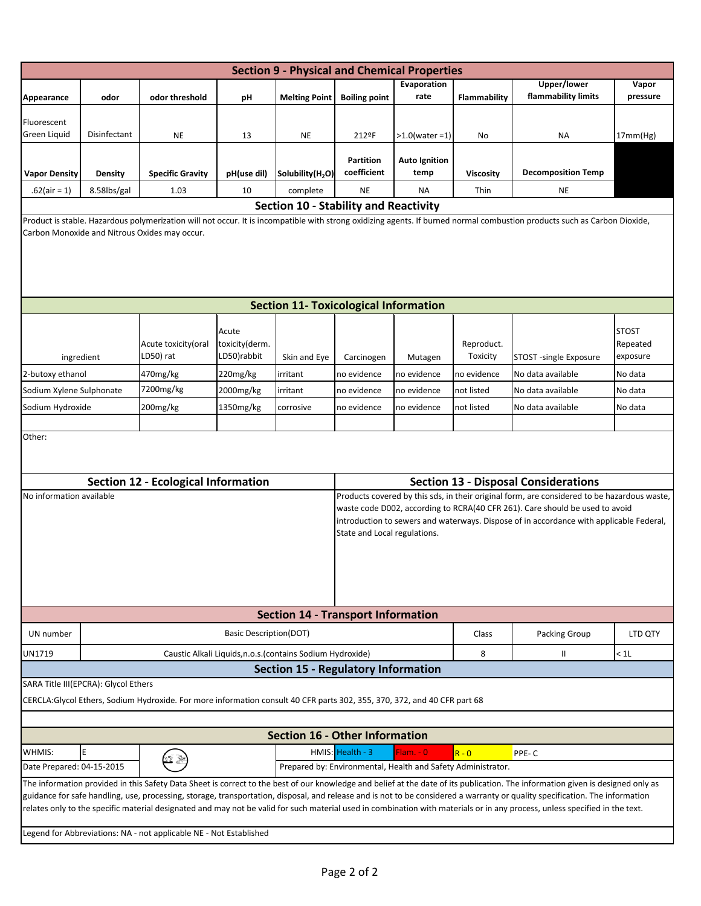## Section 9 - Physical and Chemical Properties

| Appearance | odor | odor threshold | pH | Melting Point | Boiling point | Evaporation rate | Flammability | Upper/lower flammability limits | Vapor pressure |
|---|---|---|---|---|---|---|---|---|---|
| Fluorescent Green Liquid | Disinfectant | NE | 13 | NE | 212ºF | >1.0(water =1) | No | NA | 17mm(Hg) |
| **Vapor Density** | **Density** | **Specific Gravity** | **pH(use dil)** | **Solubility($H_2O$)** | **Partition coefficient** | **Auto Ignition temp** | **Viscosity** | **Decomposition Temp** | |
| .62(air = 1) | 8.58lbs/gal | 1.03 | 10 | complete | NE | NA | Thin | NE | |

## Section 10 - Stability and Reactivity

Product is stable. Hazardous polymerization will not occur. It is incompatible with strong oxidizing agents. If burned normal combustion products such as Carbon Dioxide, Carbon Monoxide and Nitrous Oxides may occur.

## Section 11- Toxicological Information

| ingredient | Acute toxicity(oral LD50) rat | Acute toxicity(derm. LD50)rabbit | Skin and Eye | Carcinogen | Mutagen | Reproduct. Toxicity | STOST -single Exposure | STOST Repeated exposure |
|---|---|---|---|---|---|---|---|---|
| 2-butoxy ethanol | 470mg/kg | 220mg/kg | irritant | no evidence | no evidence | no evidence | No data available | No data |
| Sodium Xylene Sulphonate | 7200mg/kg | 2000mg/kg | irritant | no evidence | no evidence | not listed | No data available | No data |
| Sodium Hydroxide | 200mg/kg | 1350mg/kg | corrosive | no evidence | no evidence | not listed | No data available | No data |
| | | | | | | | | |

Other:

## Section 12 - Ecological Information

No information available

## Section 13 - Disposal Considerations

Products covered by this sds, in their original form, are considered to be hazardous waste, waste code D002, according to RCRA(40 CFR 261). Care should be used to avoid introduction to sewers and waterways. Dispose of in accordance with applicable Federal, State and Local regulations.

## Section 14 - Transport Information

| UN number | Basic Description(DOT) | Class | Packing Group | LTD QTY |
|---|---|---|---|---|
| UN1719 | Caustic Alkali Liquids,n.o.s.(contains Sodium Hydroxide) | 8 | II | < 1L |

## Section 15 - Regulatory Information

SARA Title III(EPCRA): Glycol Ethers

CERCLA:Glycol Ethers, Sodium Hydroxide. For more information consult 40 CFR parts 302, 355, 370, 372, and 40 CFR part 68

## Section 16 - Other Information

| | | | | | | |
|---|---|---|---|---|---|---|
| WHMIS: | E | | HMIS: Health - 3 | Flam. - 0 | R - 0 | PPE- C |
| Date Prepared: 04-15-2015 | | | Prepared by: Environmental, Health and Safety Administrator. | | | |

The information provided in this Safety Data Sheet is correct to the best of our knowledge and belief at the date of its publication. The information given is designed only as guidance for safe handling, use, processing, storage, transportation, disposal, and release and is not to be considered a warranty or quality specification. The information relates only to the specific material designated and may not be valid for such material used in combination with materials or in any process, unless specified in the text.

Legend for Abbreviations: NA - not applicable NE - Not Established